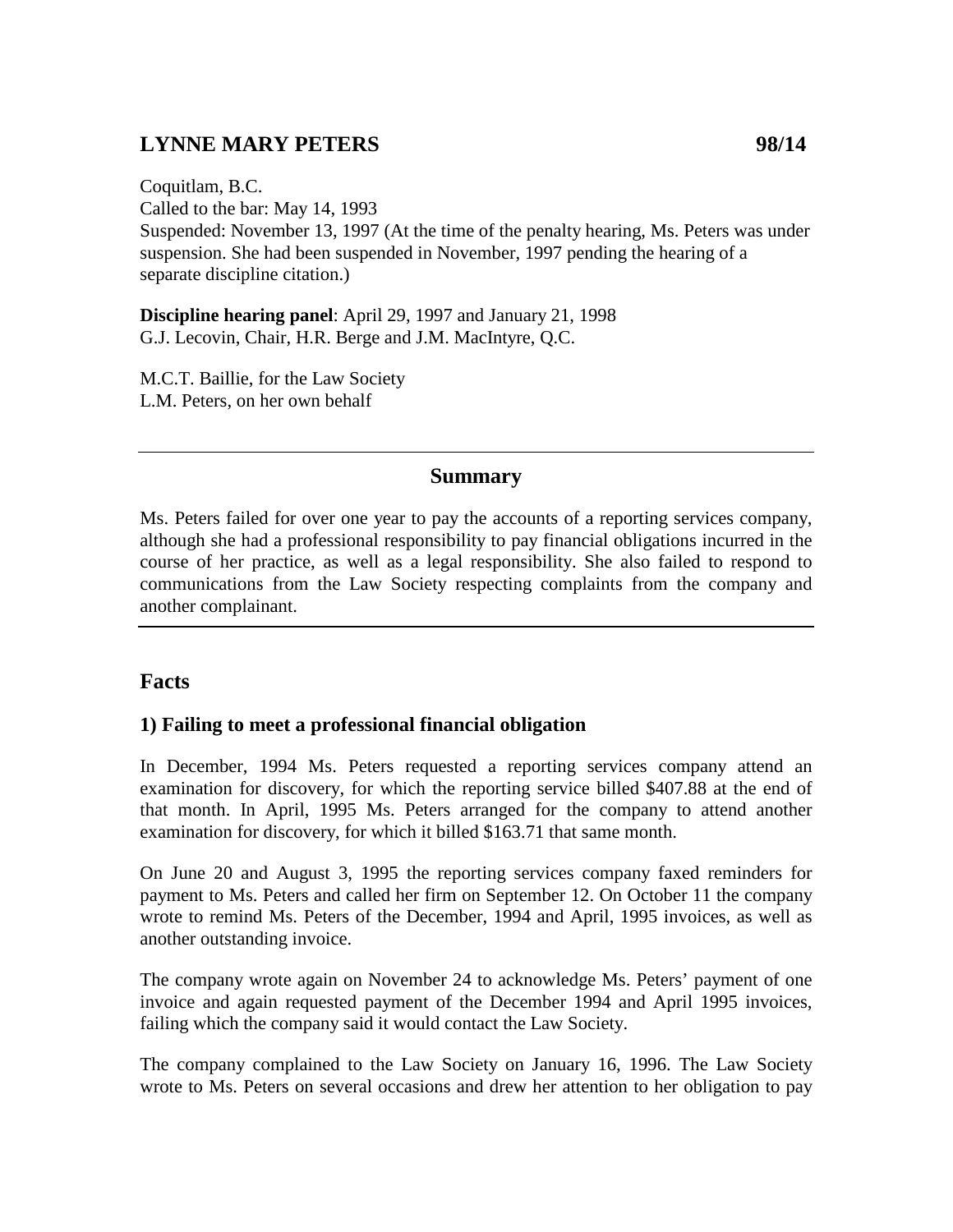## LYNNE MARY PETERS 98/14

Coquitlam, B.C.
Called to the bar: May 14, 1993
Suspended: November 13, 1997 (At the time of the penalty hearing, Ms. Peters was under suspension. She had been suspended in November, 1997 pending the hearing of a separate discipline citation.)

**Discipline hearing panel**: April 29, 1997 and January 21, 1998
G.J. Lecovin, Chair, H.R. Berge and J.M. MacIntyre, Q.C.

M.C.T. Baillie, for the Law Society
L.M. Peters, on her own behalf

---

### Summary

Ms. Peters failed for over one year to pay the accounts of a reporting services company, although she had a professional responsibility to pay financial obligations incurred in the course of her practice, as well as a legal responsibility. She also failed to respond to communications from the Law Society respecting complaints from the company and another complainant.

---

## Facts

### 1) Failing to meet a professional financial obligation

In December, 1994 Ms. Peters requested a reporting services company attend an examination for discovery, for which the reporting service billed $407.88 at the end of that month. In April, 1995 Ms. Peters arranged for the company to attend another examination for discovery, for which it billed $163.71 that same month.

On June 20 and August 3, 1995 the reporting services company faxed reminders for payment to Ms. Peters and called her firm on September 12. On October 11 the company wrote to remind Ms. Peters of the December, 1994 and April, 1995 invoices, as well as another outstanding invoice.

The company wrote again on November 24 to acknowledge Ms. Peters' payment of one invoice and again requested payment of the December 1994 and April 1995 invoices, failing which the company said it would contact the Law Society.

The company complained to the Law Society on January 16, 1996. The Law Society wrote to Ms. Peters on several occasions and drew her attention to her obligation to pay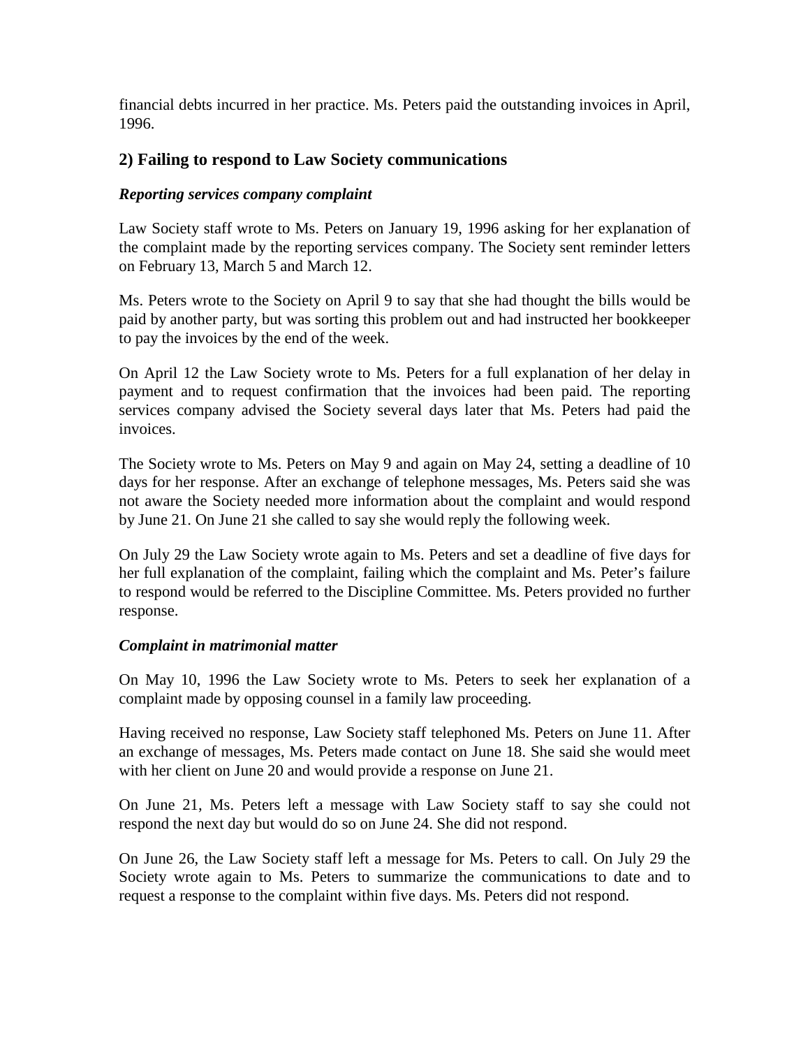financial debts incurred in her practice. Ms. Peters paid the outstanding invoices in April, 1996.

## 2) Failing to respond to Law Society communications

***Reporting services company complaint***

Law Society staff wrote to Ms. Peters on January 19, 1996 asking for her explanation of the complaint made by the reporting services company. The Society sent reminder letters on February 13, March 5 and March 12.

Ms. Peters wrote to the Society on April 9 to say that she had thought the bills would be paid by another party, but was sorting this problem out and had instructed her bookkeeper to pay the invoices by the end of the week.

On April 12 the Law Society wrote to Ms. Peters for a full explanation of her delay in payment and to request confirmation that the invoices had been paid. The reporting services company advised the Society several days later that Ms. Peters had paid the invoices.

The Society wrote to Ms. Peters on May 9 and again on May 24, setting a deadline of 10 days for her response. After an exchange of telephone messages, Ms. Peters said she was not aware the Society needed more information about the complaint and would respond by June 21. On June 21 she called to say she would reply the following week.

On July 29 the Law Society wrote again to Ms. Peters and set a deadline of five days for her full explanation of the complaint, failing which the complaint and Ms. Peter's failure to respond would be referred to the Discipline Committee. Ms. Peters provided no further response.

***Complaint in matrimonial matter***

On May 10, 1996 the Law Society wrote to Ms. Peters to seek her explanation of a complaint made by opposing counsel in a family law proceeding.

Having received no response, Law Society staff telephoned Ms. Peters on June 11. After an exchange of messages, Ms. Peters made contact on June 18. She said she would meet with her client on June 20 and would provide a response on June 21.

On June 21, Ms. Peters left a message with Law Society staff to say she could not respond the next day but would do so on June 24. She did not respond.

On June 26, the Law Society staff left a message for Ms. Peters to call. On July 29 the Society wrote again to Ms. Peters to summarize the communications to date and to request a response to the complaint within five days. Ms. Peters did not respond.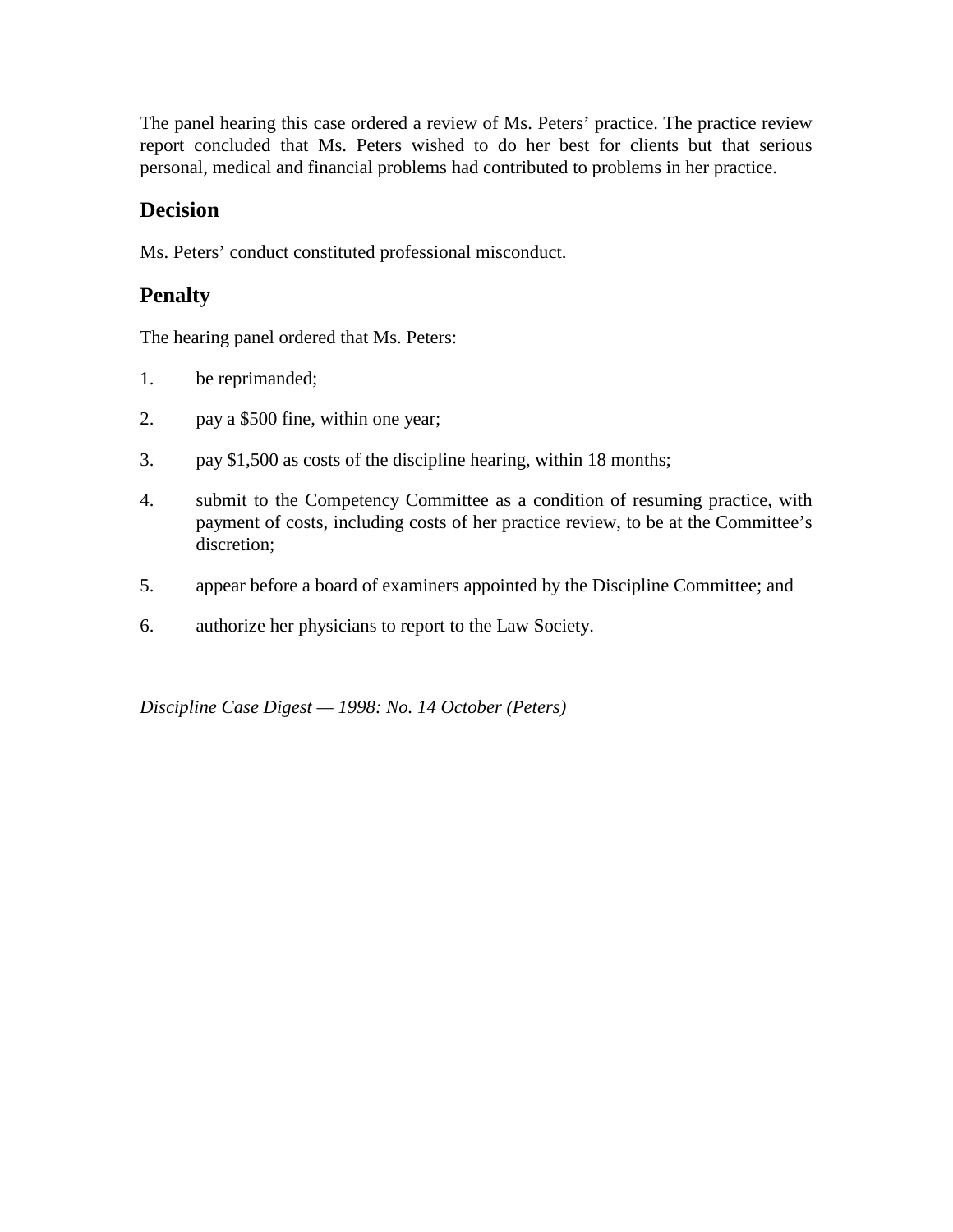The panel hearing this case ordered a review of Ms. Peters' practice. The practice review report concluded that Ms. Peters wished to do her best for clients but that serious personal, medical and financial problems had contributed to problems in her practice.

## Decision

Ms. Peters' conduct constituted professional misconduct.

## Penalty

The hearing panel ordered that Ms. Peters:

1. be reprimanded;
2. pay a $500 fine, within one year;
3. pay $1,500 as costs of the discipline hearing, within 18 months;
4. submit to the Competency Committee as a condition of resuming practice, with payment of costs, including costs of her practice review, to be at the Committee's discretion;
5. appear before a board of examiners appointed by the Discipline Committee; and
6. authorize her physicians to report to the Law Society.

*Discipline Case Digest — 1998: No. 14 October (Peters)*